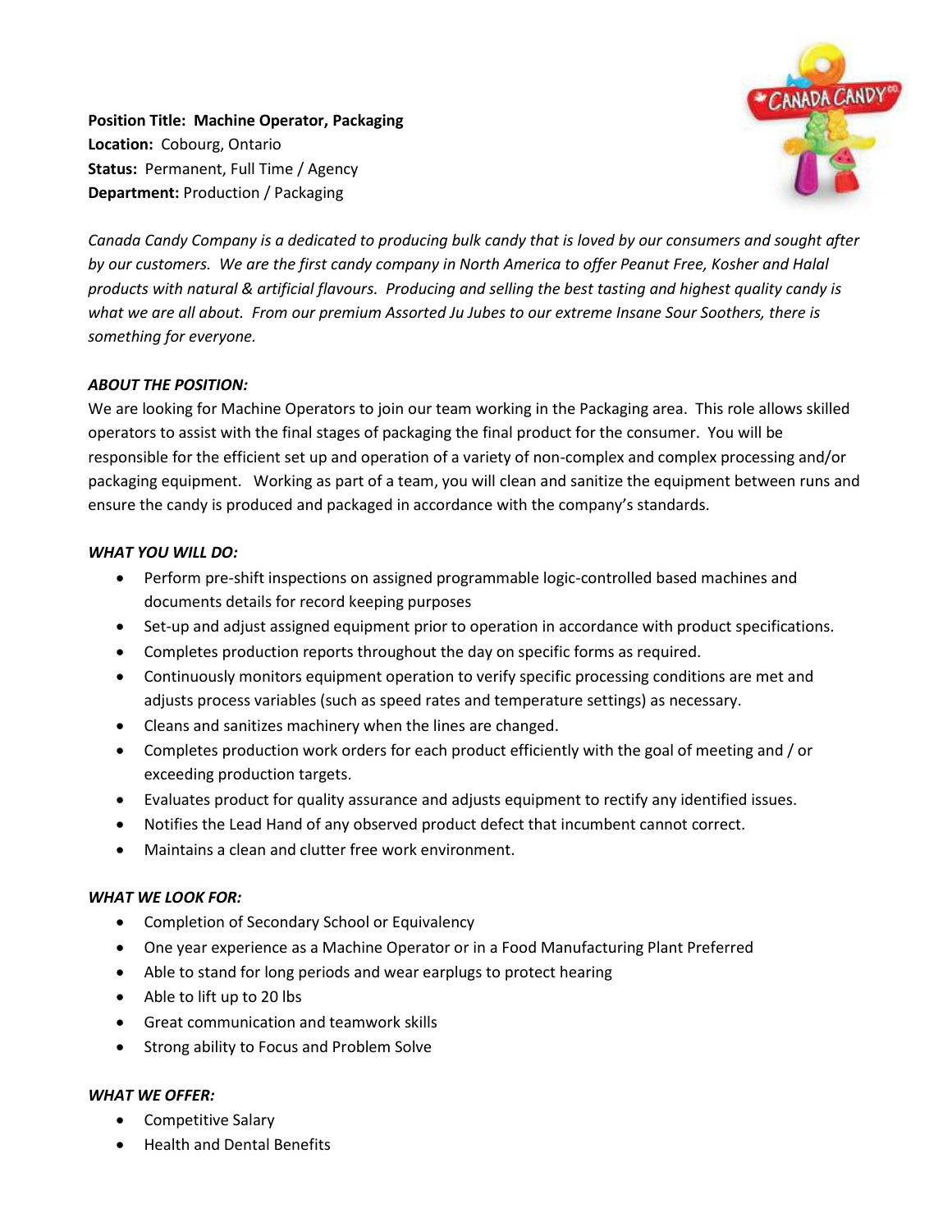**Position Title: Machine Operator, Packaging**
**Location:** Cobourg, Ontario
**Status:** Permanent, Full Time / Agency
**Department:** Production / Packaging

*Canada Candy Company is a dedicated to producing bulk candy that is loved by our consumers and sought after by our customers. We are the first candy company in North America to offer Peanut Free, Kosher and Halal products with natural & artificial flavours. Producing and selling the best tasting and highest quality candy is what we are all about. From our premium Assorted Ju Jubes to our extreme Insane Sour Soothers, there is something for everyone.*

***ABOUT THE POSITION:***

We are looking for Machine Operators to join our team working in the Packaging area. This role allows skilled operators to assist with the final stages of packaging the final product for the consumer. You will be responsible for the efficient set up and operation of a variety of non-complex and complex processing and/or packaging equipment. Working as part of a team, you will clean and sanitize the equipment between runs and ensure the candy is produced and packaged in accordance with the company's standards.

***WHAT YOU WILL DO:***

- Perform pre-shift inspections on assigned programmable logic-controlled based machines and documents details for record keeping purposes
- Set-up and adjust assigned equipment prior to operation in accordance with product specifications.
- Completes production reports throughout the day on specific forms as required.
- Continuously monitors equipment operation to verify specific processing conditions are met and adjusts process variables (such as speed rates and temperature settings) as necessary.
- Cleans and sanitizes machinery when the lines are changed.
- Completes production work orders for each product efficiently with the goal of meeting and / or exceeding production targets.
- Evaluates product for quality assurance and adjusts equipment to rectify any identified issues.
- Notifies the Lead Hand of any observed product defect that incumbent cannot correct.
- Maintains a clean and clutter free work environment.

***WHAT WE LOOK FOR:***

- Completion of Secondary School or Equivalency
- One year experience as a Machine Operator or in a Food Manufacturing Plant Preferred
- Able to stand for long periods and wear earplugs to protect hearing
- Able to lift up to 20 lbs
- Great communication and teamwork skills
- Strong ability to Focus and Problem Solve

***WHAT WE OFFER:***

- Competitive Salary
- Health and Dental Benefits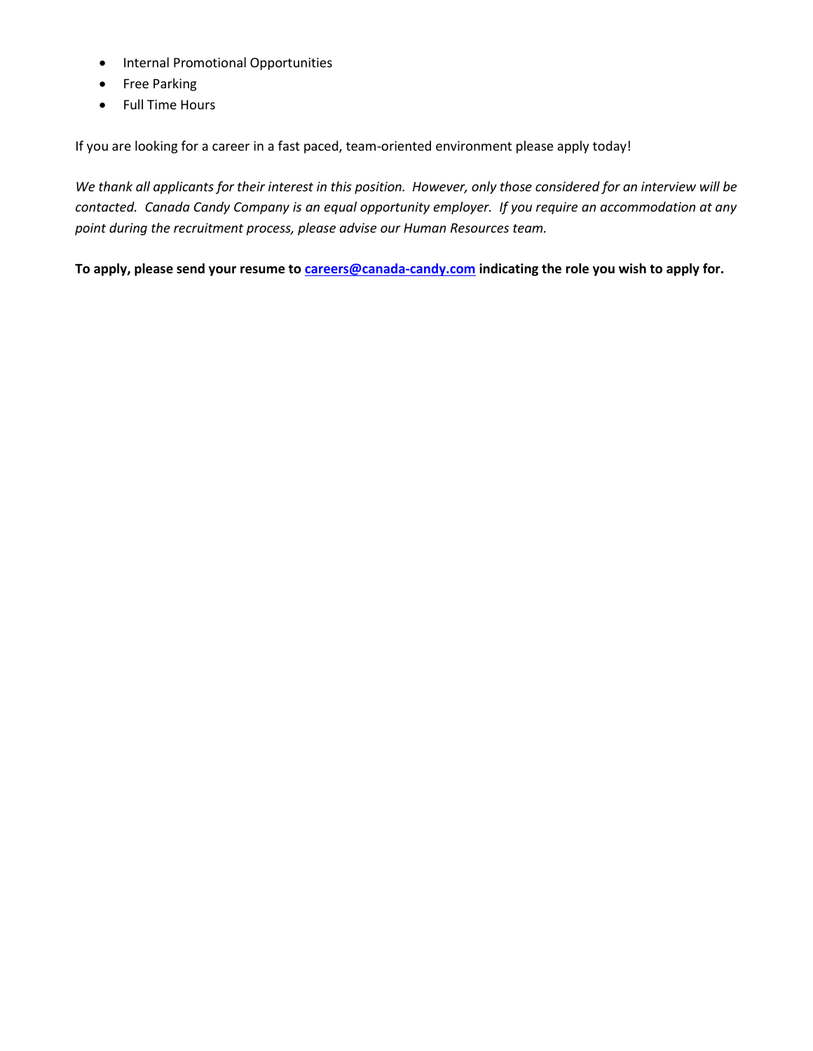- Internal Promotional Opportunities
- Free Parking
- Full Time Hours

If you are looking for a career in a fast paced, team-oriented environment please apply today!

*We thank all applicants for their interest in this position. However, only those considered for an interview will be contacted. Canada Candy Company is an equal opportunity employer. If you require an accommodation at any point during the recruitment process, please advise our Human Resources team.*

**To apply, please send your resume to [careers@canada-candy.com](mailto:careers@canada-candy.com) indicating the role you wish to apply for.**